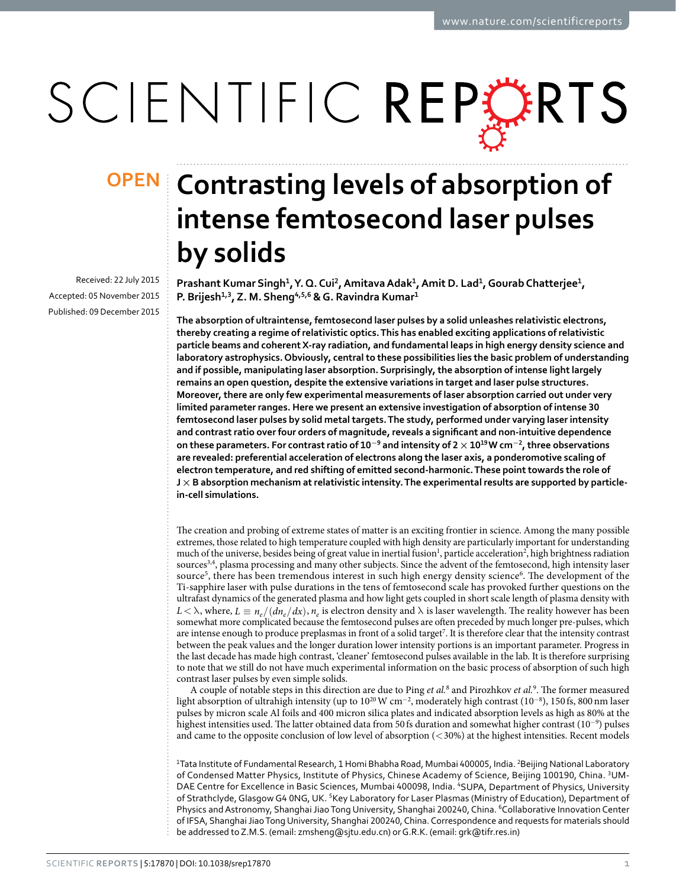# Contrasting levels of absorption of intense femtosecond laser pulses by solids

OPEN

Received: 22 July 2015

Accepted: 05 November 2015

Published: 09 December 2015

**Prashant Kumar Singh[1], Y. Q. Cui[2], Amitava Adak[1], Amit D. Lad[1], Gourab Chatterjee[1], P. Brijesh[1,3], Z. M. Sheng[4,5,6] & G. Ravindra Kumar[1]**

**The absorption of ultraintense, femtosecond laser pulses by a solid unleashes relativistic electrons, thereby creating a regime of relativistic optics. This has enabled exciting applications of relativistic particle beams and coherent X-ray radiation, and fundamental leaps in high energy density science and laboratory astrophysics. Obviously, central to these possibilities lies the basic problem of understanding and if possible, manipulating laser absorption. Surprisingly, the absorption of intense light largely remains an open question, despite the extensive variations in target and laser pulse structures. Moreover, there are only few experimental measurements of laser absorption carried out under very limited parameter ranges. Here we present an extensive investigation of absorption of intense 30 femtosecond laser pulses by solid metal targets. The study, performed under varying laser intensity and contrast ratio over four orders of magnitude, reveals a significant and non-intuitive dependence on these parameters. For contrast ratio of $10^{-9}$ and intensity of $2 \times 10^{19}$ W cm$^{-2}$, three observations are revealed: preferential acceleration of electrons along the laser axis, a ponderomotive scaling of electron temperature, and red shifting of emitted second-harmonic. These point towards the role of $J \times B$ absorption mechanism at relativistic intensity. The experimental results are supported by particle-in-cell simulations.**

The creation and probing of extreme states of matter is an exciting frontier in science. Among the many possible extremes, those related to high temperature coupled with high density are particularly important for understanding much of the universe, besides being of great value in inertial fusion[1], particle acceleration[2], high brightness radiation sources[3,4], plasma processing and many other subjects. Since the advent of the femtosecond, high intensity laser source[5], there has been tremendous interest in such high energy density science[6]. The development of the Ti-sapphire laser with pulse durations in the tens of femtosecond scale has provoked further questions on the ultrafast dynamics of the generated plasma and how light gets coupled in short scale length of plasma density with $L < \lambda$, where, $L \equiv n_e/(dn_e/dx)$, $n_e$ is electron density and $\lambda$ is laser wavelength. The reality however has been somewhat more complicated because the femtosecond pulses are often preceded by much longer pre-pulses, which are intense enough to produce preplasmas in front of a solid target[7]. It is therefore clear that the intensity contrast between the peak values and the longer duration lower intensity portions is an important parameter. Progress in the last decade has made high contrast, 'cleaner' femtosecond pulses available in the lab. It is therefore surprising to note that we still do not have much experimental information on the basic process of absorption of such high contrast laser pulses by even simple solids.

A couple of notable steps in this direction are due to Ping *et al.*[8] and Pirozhkov *et al.*[9]. The former measured light absorption of ultrahigh intensity (up to $10^{20}$ W cm$^{-2}$, moderately high contrast ($10^{-8}$), 150 fs, 800 nm laser pulses by micron scale Al foils and 400 micron silica plates and indicated absorption levels as high as 80% at the highest intensities used. The latter obtained data from 50 fs duration and somewhat higher contrast ($10^{-9}$) pulses and came to the opposite conclusion of low level of absorption (<30%) at the highest intensities. Recent models

[1]Tata Institute of Fundamental Research, 1 Homi Bhabha Road, Mumbai 400005, India. [2]Beijing National Laboratory of Condensed Matter Physics, Institute of Physics, Chinese Academy of Science, Beijing 100190, China. [3]UM-DAE Centre for Excellence in Basic Sciences, Mumbai 400098, India. [4]SUPA, Department of Physics, University of Strathclyde, Glasgow G4 0NG, UK. [5]Key Laboratory for Laser Plasmas (Ministry of Education), Department of Physics and Astronomy, Shanghai Jiao Tong University, Shanghai 200240, China. [6]Collaborative Innovation Center of IFSA, Shanghai Jiao Tong University, Shanghai 200240, China. Correspondence and requests for materials should be addressed to Z.M.S. (email: zmsheng@sjtu.edu.cn) or G.R.K. (email: grk@tifr.res.in)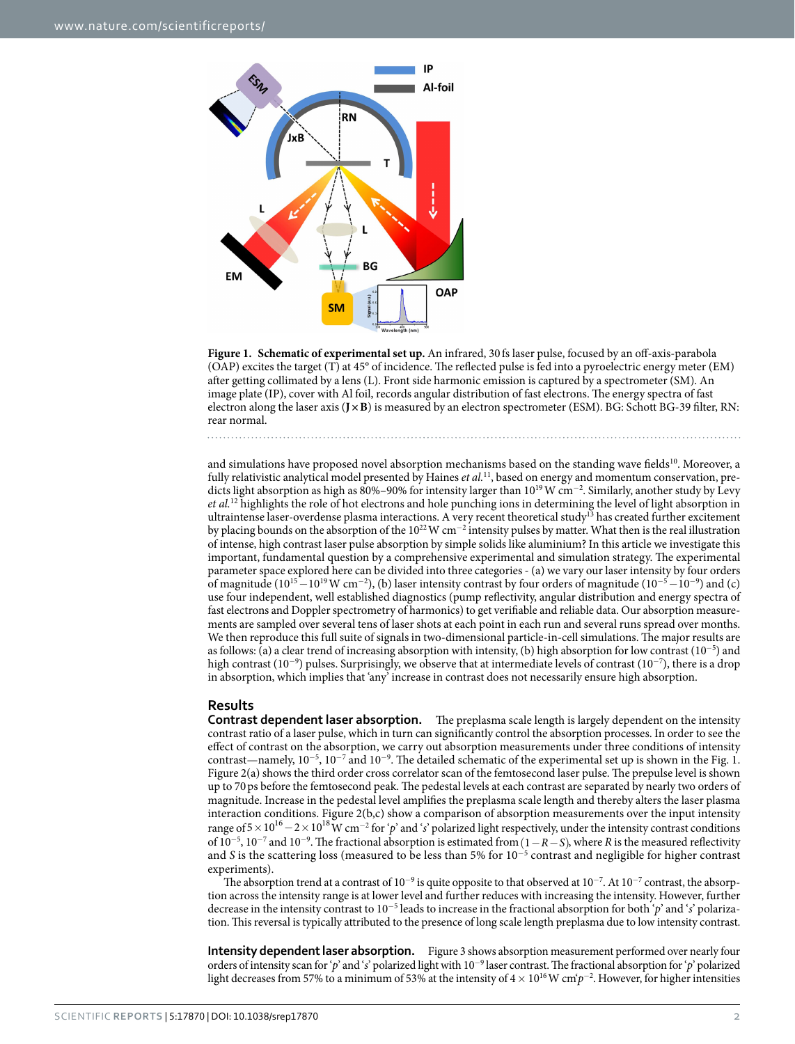IP

Al-foil

ESM

RN

JxB

T

L

L

BG

EM

SM

OAP

**Figure 1. Schematic of experimental set up.** An infrared, 30 fs laser pulse, focused by an off-axis-parabola (OAP) excites the target (T) at 45° of incidence. The reflected pulse is fed into a pyroelectric energy meter (EM) after getting collimated by a lens (L). Front side harmonic emission is captured by a spectrometer (SM). An image plate (IP), cover with Al foil, records angular distribution of fast electrons. The energy spectra of fast electron along the laser axis (**J** × **B**) is measured by an electron spectrometer (ESM). BG: Schott BG-39 filter, RN: rear normal.

and simulations have proposed novel absorption mechanisms based on the standing wave fields[10]. Moreover, a fully relativistic analytical model presented by Haines *et al.*[11], based on energy and momentum conservation, predicts light absorption as high as 80%–90% for intensity larger than $10^{19}$ W cm$^{-2}$. Similarly, another study by Levy *et al.*[12] highlights the role of hot electrons and hole punching ions in determining the level of light absorption in ultraintense laser-overdense plasma interactions. A very recent theoretical study[13] has created further excitement by placing bounds on the absorption of the $10^{22}$ W cm$^{-2}$ intensity pulses by matter. What then is the real illustration of intense, high contrast laser pulse absorption by simple solids like aluminium? In this article we investigate this important, fundamental question by a comprehensive experimental and simulation strategy. The experimental parameter space explored here can be divided into three categories - (a) we vary our laser intensity by four orders of magnitude ($10^{15}-10^{19}$ W cm$^{-2}$), (b) laser intensity contrast by four orders of magnitude ($10^{-5}-10^{-9}$) and (c) use four independent, well established diagnostics (pump reflectivity, angular distribution and energy spectra of fast electrons and Doppler spectrometry of harmonics) to get verifiable and reliable data. Our absorption measurements are sampled over several tens of laser shots at each point in each run and several runs spread over months. We then reproduce this full suite of signals in two-dimensional particle-in-cell simulations. The major results are as follows: (a) a clear trend of increasing absorption with intensity, (b) high absorption for low contrast ($10^{-5}$) and high contrast ($10^{-9}$) pulses. Surprisingly, we observe that at intermediate levels of contrast ($10^{-7}$), there is a drop in absorption, which implies that 'any' increase in contrast does not necessarily ensure high absorption.

## Results

**Contrast dependent laser absorption.** The preplasma scale length is largely dependent on the intensity contrast ratio of a laser pulse, which in turn can significantly control the absorption processes. In order to see the effect of contrast on the absorption, we carry out absorption measurements under three conditions of intensity contrast—namely, $10^{-5}$, $10^{-7}$ and $10^{-9}$. The detailed schematic of the experimental set up is shown in the Fig. 1. Figure 2(a) shows the third order cross correlator scan of the femtosecond laser pulse. The prepulse level is shown up to 70 ps before the femtosecond peak. The pedestal levels at each contrast are separated by nearly two orders of magnitude. Increase in the pedestal level amplifies the preplasma scale length and thereby alters the laser plasma interaction conditions. Figure 2(b,c) show a comparison of absorption measurements over the input intensity range of $5 \times 10^{16} - 2 \times 10^{18}$ W cm$^{-2}$ for '*p*' and '*s*' polarized light respectively, under the intensity contrast conditions of $10^{-5}$, $10^{-7}$ and $10^{-9}$. The fractional absorption is estimated from $(1 - R - S)$, where $R$ is the measured reflectivity and $S$ is the scattering loss (measured to be less than 5% for $10^{-5}$ contrast and negligible for higher contrast experiments).

The absorption trend at a contrast of $10^{-9}$ is quite opposite to that observed at $10^{-7}$. At $10^{-7}$ contrast, the absorption across the intensity range is at lower level and further reduces with increasing the intensity. However, further decrease in the intensity contrast to $10^{-5}$ leads to increase in the fractional absorption for both '*p*' and '*s*' polarization. This reversal is typically attributed to the presence of long scale length preplasma due to low intensity contrast.

**Intensity dependent laser absorption.** Figure 3 shows absorption measurement performed over nearly four orders of intensity scan for '*p*' and '*s*' polarized light with $10^{-9}$ laser contrast. The fractional absorption for '*p*' polarized light decreases from 57% to a minimum of 53% at the intensity of $4 \times 10^{16}$ W cm$^{-2}$. However, for higher intensities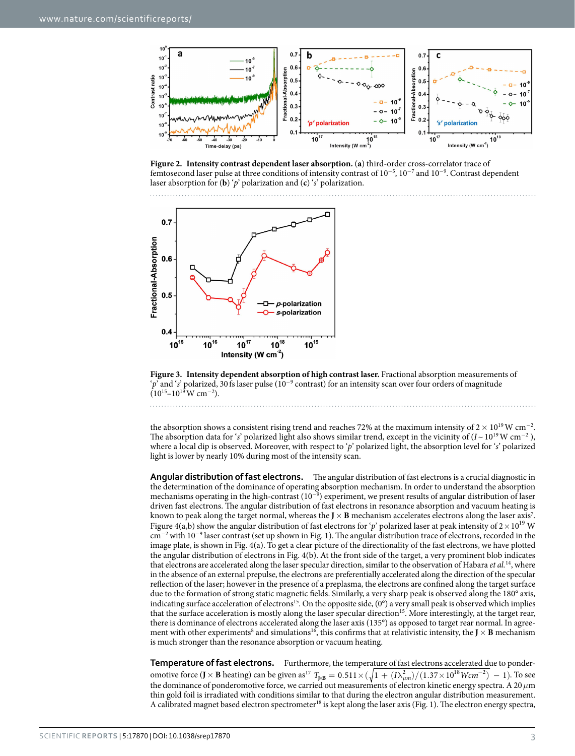a

Contrast ratio

Time-delay (ps)

$10^{-5}$
$10^{-7}$
$10^{-9}$

b

Fractional-Absorption

Intensity (W cm$^{-2}$)

'p' polarization

$10^{-9}$
$10^{-7}$
$10^{-5}$

c

Fractional-Absorption

Intensity (W cm$^{-2}$)

's' polarization

$10^{-9}$
$10^{-7}$
$10^{-5}$

**Figure 2. Intensity contrast dependent laser absorption.** (**a**) third-order cross-correlator trace of femtosecond laser pulse at three conditions of intensity contrast of $10^{-5}$, $10^{-7}$ and $10^{-9}$. Contrast dependent laser absorption for (**b**) '*p*' polarization and (**c**) '*s*' polarization.

Fractional-Absorption

Intensity (W cm$^{-2}$)

*p*-polarization
*s*-polarization

**Figure 3. Intensity dependent absorption of high contrast laser.** Fractional absorption measurements of '*p*' and '*s*' polarized, 30 fs laser pulse ($10^{-9}$ contrast) for an intensity scan over four orders of magnitude ($10^{15}$–$10^{19}$ W cm$^{-2}$).

the absorption shows a consistent rising trend and reaches 72% at the maximum intensity of $2 \times 10^{19}$ W cm$^{-2}$. The absorption data for '*s*' polarized light also shows similar trend, except in the vicinity of ($I \sim 10^{19}$ W cm$^{-2}$), where a local dip is observed. Moreover, with respect to '*p*' polarized light, the absorption level for '*s*' polarized light is lower by nearly 10% during most of the intensity scan.

**Angular distribution of fast electrons.** The angular distribution of fast electrons is a crucial diagnostic in the determination of the dominance of operating absorption mechanism. In order to understand the absorption mechanisms operating in the high-contrast ($10^{-9}$) experiment, we present results of angular distribution of laser driven fast electrons. The angular distribution of fast electrons in resonance absorption and vacuum heating is known to peak along the target normal, whereas the $\mathbf{J} \times \mathbf{B}$ mechanism accelerates electrons along the laser axis[7]. Figure 4(a,b) show the angular distribution of fast electrons for '*p*' polarized laser at peak intensity of $2 \times 10^{19}$ W cm$^{-2}$ with $10^{-9}$ laser contrast (set up shown in Fig. 1). The angular distribution trace of electrons, recorded in the image plate, is shown in Fig. 4(a). To get a clear picture of the directionality of the fast electrons, we have plotted the angular distribution of electrons in Fig. 4(b). At the front side of the target, a very prominent blob indicates that electrons are accelerated along the laser specular direction, similar to the observation of Habara *et al.*[14], where in the absence of an external prepulse, the electrons are preferentially accelerated along the direction of the specular reflection of the laser; however in the presence of a preplasma, the electrons are confined along the target surface due to the formation of strong static magnetic fields. Similarly, a very sharp peak is observed along the 180° axis, indicating surface acceleration of electrons[15]. On the opposite side, (0°) a very small peak is observed which implies that the surface acceleration is mostly along the laser specular direction[15]. More interestingly, at the target rear, there is dominance of electrons accelerated along the laser axis (135°) as opposed to target rear normal. In agreement with other experiments[8] and simulations[16], this confirms that at relativistic intensity, the $\mathbf{J} \times \mathbf{B}$ mechanism is much stronger than the resonance absorption or vacuum heating.

**Temperature of fast electrons.** Furthermore, the temperature of fast electrons accelerated due to ponderomotive force ($\mathbf{J} \times \mathbf{B}$ heating) can be given as[17] $T_{\mathbf{J} \times \mathbf{B}} = 0.511 \times \left(\sqrt{1 + (I\lambda_{\mu m}^2)/(1.37 \times 10^{18}\, Wcm^{-2})} - 1\right)$. To see the dominance of ponderomotive force, we carried out measurements of electron kinetic energy spectra. A 20 $\mu$m thin gold foil is irradiated with conditions similar to that during the electron angular distribution measurement. A calibrated magnet based electron spectrometer[18] is kept along the laser axis (Fig. 1). The electron energy spectra,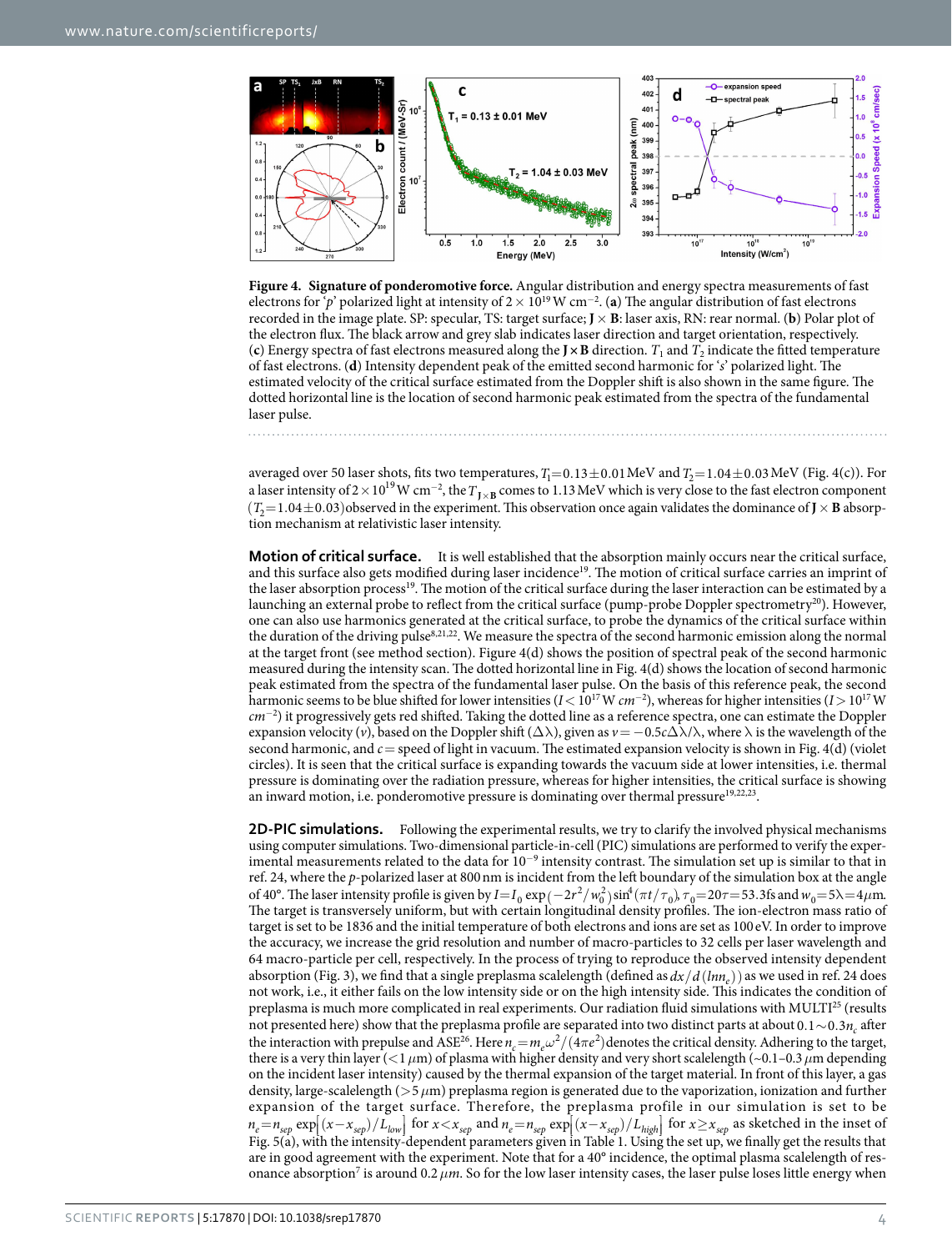a

SP TS$_1$ J×B RN TS$_2$

b

90
120 60
150 30
180 0
210 330
240 300
270

1.2 0.8 0.4 0.0 0.4 0.8 1.2

c

Electron count / (MeV-Sr)

$10^8$

$10^7$

$T_1$ = 0.13 ± 0.01 MeV

$T_2$ = 1.04 ± 0.03 MeV

0.5 1.0 1.5 2.0 2.5 3.0

Energy (MeV)

d

expansion speed

spectral peak

2ω spectral peak (nm)

403 402 401 400 399 398 397 396 395 394 393

Expansion Speed (x $10^8$ cm/sec)

2.0 1.5 1.0 0.5 0.0 -0.5 -1.0 -1.5 -2.0

$10^{17}$ $10^{18}$ $10^{19}$

Intensity (W/cm$^2$)

**Figure 4. Signature of ponderomotive force.** Angular distribution and energy spectra measurements of fast electrons for '*p*' polarized light at intensity of $2 \times 10^{19}$ W cm$^{-2}$. (**a**) The angular distribution of fast electrons recorded in the image plate. SP: specular, TS: target surface; **J** × **B**: laser axis, RN: rear normal. (**b**) Polar plot of the electron flux. The black arrow and grey slab indicates laser direction and target orientation, respectively. (**c**) Energy spectra of fast electrons measured along the **J** × **B** direction. $T_1$ and $T_2$ indicate the fitted temperature of fast electrons. (**d**) Intensity dependent peak of the emitted second harmonic for '*s*' polarized light. The estimated velocity of the critical surface estimated from the Doppler shift is also shown in the same figure. The dotted horizontal line is the location of second harmonic peak estimated from the spectra of the fundamental laser pulse.

averaged over 50 laser shots, fits two temperatures, $T_1 = 0.13 \pm 0.01$ MeV and $T_2 = 1.04 \pm 0.03$ MeV (Fig. 4(c)). For a laser intensity of $2 \times 10^{19}$ W cm$^{-2}$, the $T_{\mathbf{J}\times\mathbf{B}}$ comes to 1.13 MeV which is very close to the fast electron component ($T_2 = 1.04 \pm 0.03$) observed in the experiment. This observation once again validates the dominance of **J** × **B** absorption mechanism at relativistic laser intensity.

**Motion of critical surface.** It is well established that the absorption mainly occurs near the critical surface, and this surface also gets modified during laser incidence[19]. The motion of critical surface carries an imprint of the laser absorption process[19]. The motion of the critical surface during the laser interaction can be estimated by a launching an external probe to reflect from the critical surface (pump-probe Doppler spectrometry[20]). However, one can also use harmonics generated at the critical surface, to probe the dynamics of the critical surface within the duration of the driving pulse[8,21,22]. We measure the spectra of the second harmonic emission along the normal at the target front (see method section). Figure 4(d) shows the position of spectral peak of the second harmonic measured during the intensity scan. The dotted horizontal line in Fig. 4(d) shows the location of second harmonic peak estimated from the spectra of the fundamental laser pulse. On the basis of this reference peak, the second harmonic seems to be blue shifted for lower intensities ($I < 10^{17}$ W $cm^{-2}$), whereas for higher intensities ($I > 10^{17}$ W $cm^{-2}$) it progressively gets red shifted. Taking the dotted line as a reference spectra, one can estimate the Doppler expansion velocity ($v$), based on the Doppler shift ($\Delta\lambda$), given as $v = -0.5c\Delta\lambda/\lambda$, where $\lambda$ is the wavelength of the second harmonic, and $c$ = speed of light in vacuum. The estimated expansion velocity is shown in Fig. 4(d) (violet circles). It is seen that the critical surface is expanding towards the vacuum side at lower intensities, i.e. thermal pressure is dominating over the radiation pressure, whereas for higher intensities, the critical surface is showing an inward motion, i.e. ponderomotive pressure is dominating over thermal pressure[19,22,23].

**2D-PIC simulations.** Following the experimental results, we try to clarify the involved physical mechanisms using computer simulations. Two-dimensional particle-in-cell (PIC) simulations are performed to verify the experimental measurements related to the data for $10^{-9}$ intensity contrast. The simulation set up is similar to that in ref. 24, where the *p*-polarized laser at 800 nm is incident from the left boundary of the simulation box at the angle of 40°. The laser intensity profile is given by $I = I_0 \exp(-2r^2/w_0^2)\sin^4(\pi t/\tau_0)$, $\tau_0 = 20\tau = 53.3$fs and $w_0 = 5\lambda = 4\mu$m. The target is transversely uniform, but with certain longitudinal density profiles. The ion-electron mass ratio of target is set to be 1836 and the initial temperature of both electrons and ions are set as 100 eV. In order to improve the accuracy, we increase the grid resolution and number of macro-particles to 32 cells per laser wavelength and 64 macro-particle per cell, respectively. In the process of trying to reproduce the observed intensity dependent absorption (Fig. 3), we find that a single preplasma scalelength (defined as $dx/d(ln n_e)$) as we used in ref. 24 does not work, i.e., it either fails on the low intensity side or on the high intensity side. This indicates the condition of preplasma is much more complicated in real experiments. Our radiation fluid simulations with MULTI[25] (results not presented here) show that the preplasma profile are separated into two distinct parts at about $0.1 \sim 0.3n_c$ after the interaction with prepulse and ASE[26]. Here $n_c = m_e\omega^2/(4\pi e^2)$ denotes the critical density. Adhering to the target, there is a very thin layer ($<1\,\mu$m) of plasma with higher density and very short scalelength (~0.1–0.3 $\mu$m depending on the incident laser intensity) caused by the thermal expansion of the target material. In front of this layer, a gas density, large-scalelength ($>5\,\mu$m) preplasma region is generated due to the vaporization, ionization and further expansion of the target surface. Therefore, the preplasma profile in our simulation is set to be $n_e = n_{sep}\exp[(x - x_{sep})/L_{low}]$ for $x < x_{sep}$ and $n_e = n_{sep}\exp[(x - x_{sep})/L_{high}]$ for $x \geq x_{sep}$ as sketched in the inset of Fig. 5(a), with the intensity-dependent parameters given in Table 1. Using the set up, we finally get the results that are in good agreement with the experiment. Note that for a 40° incidence, the optimal plasma scalelength of resonance absorption[7] is around 0.2 $\mu m$. So for the low laser intensity cases, the laser pulse loses little energy when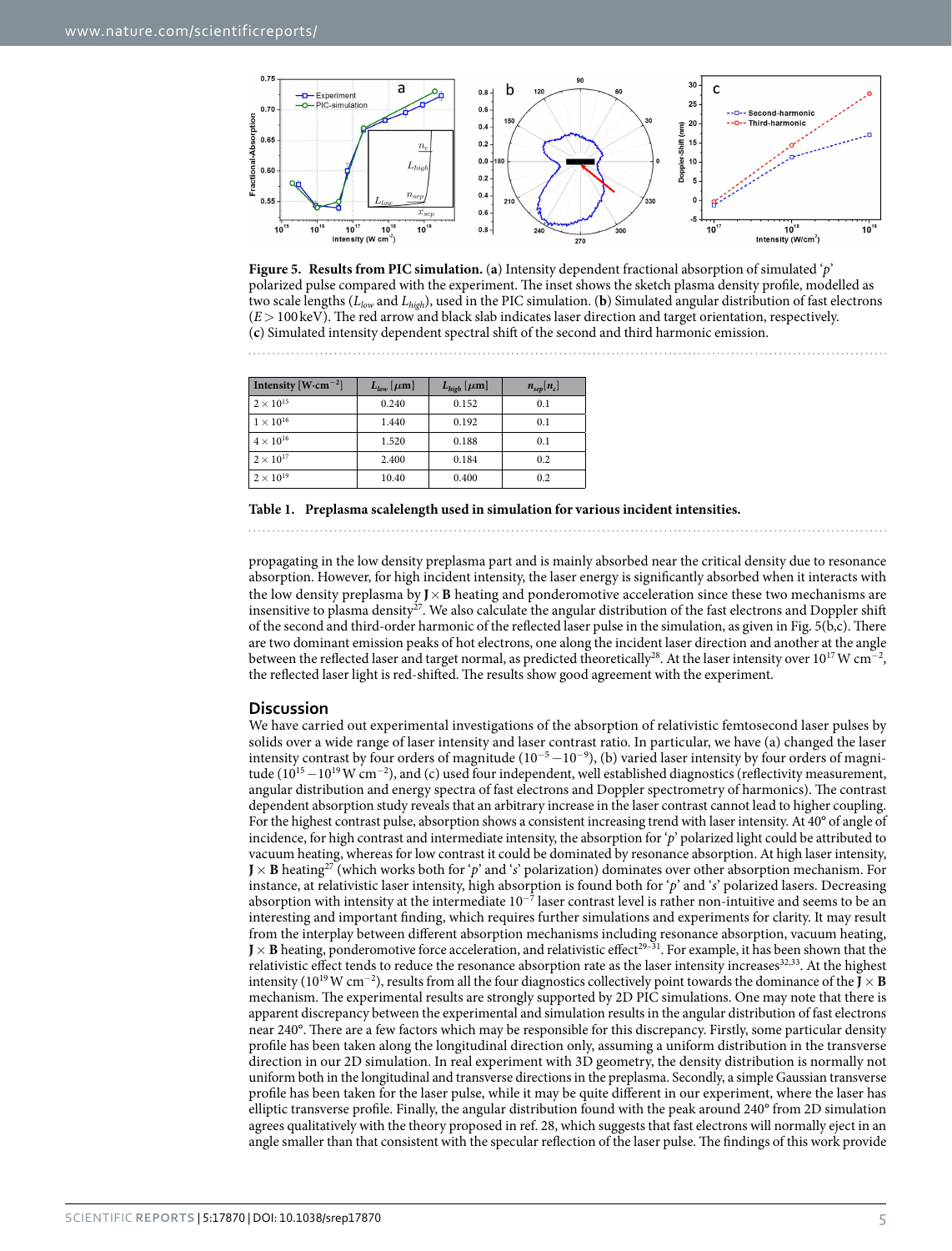0.75
a
Experiment
PIC-simulation
Fractional-Absorption
0.70
0.65
0.60
0.55
$n_c$
$L_{high}$
$n_{sep}$
$L_{low}$
$x_{sep}$
$10^{15}$ $10^{16}$ $10^{17}$ $10^{18}$ $10^{19}$
Intensity (W cm$^{-2}$)

b
90
120 60
150 30
180 0
210 330
240 300
270
0.8 0.6 0.4 0.2 0.0 0.2 0.4 0.6 0.8

c
Second-harmonic
Third-harmonic
Doppler-Shift (nm)
30 25 20 15 10 5 0 -5
$10^{17}$ $10^{18}$ $10^{19}$
Intensity (W/cm$^2$)

**Figure 5. Results from PIC simulation.** (**a**) Intensity dependent fractional absorption of simulated '$p$' polarized pulse compared with the experiment. The inset shows the sketch plasma density profile, modelled as two scale lengths ($L_{low}$ and $L_{high}$), used in the PIC simulation. (**b**) Simulated angular distribution of fast electrons ($E > 100$ keV). The red arrow and black slab indicates laser direction and target orientation, respectively. (**c**) Simulated intensity dependent spectral shift of the second and third harmonic emission.

| Intensity [W·cm$^{-2}$] | $L_{low}$ [$\mu$m] | $L_{high}$ [$\mu$m] | $n_{sep}$[$n_c$] |
|---|---|---|---|
| $2 \times 10^{15}$ | 0.240 | 0.152 | 0.1 |
| $1 \times 10^{16}$ | 1.440 | 0.192 | 0.1 |
| $4 \times 10^{16}$ | 1.520 | 0.188 | 0.1 |
| $2 \times 10^{17}$ | 2.400 | 0.184 | 0.2 |
| $2 \times 10^{19}$ | 10.40 | 0.400 | 0.2 |

**Table 1. Preplasma scalelength used in simulation for various incident intensities.**

propagating in the low density preplasma part and is mainly absorbed near the critical density due to resonance absorption. However, for high incident intensity, the laser energy is significantly absorbed when it interacts with the low density preplasma by **J** × **B** heating and ponderomotive acceleration since these two mechanisms are insensitive to plasma density[27]. We also calculate the angular distribution of the fast electrons and Doppler shift of the second and third-order harmonic of the reflected laser pulse in the simulation, as given in Fig. 5(b,c). There are two dominant emission peaks of hot electrons, one along the incident laser direction and another at the angle between the reflected laser and target normal, as predicted theoretically[28]. At the laser intensity over $10^{17}$ W cm$^{-2}$, the reflected laser light is red-shifted. The results show good agreement with the experiment.

## Discussion

We have carried out experimental investigations of the absorption of relativistic femtosecond laser pulses by solids over a wide range of laser intensity and laser contrast ratio. In particular, we have (a) changed the laser intensity contrast by four orders of magnitude ($10^{-5}-10^{-9}$), (b) varied laser intensity by four orders of magnitude ($10^{15}-10^{19}$ W cm$^{-2}$), and (c) used four independent, well established diagnostics (reflectivity measurement, angular distribution and energy spectra of fast electrons and Doppler spectrometry of harmonics). The contrast dependent absorption study reveals that an arbitrary increase in the laser contrast cannot lead to higher coupling. For the highest contrast pulse, absorption shows a consistent increasing trend with laser intensity. At 40° of angle of incidence, for high contrast and intermediate intensity, the absorption for '$p$' polarized light could be attributed to vacuum heating, whereas for low contrast it could be dominated by resonance absorption. At high laser intensity, **J** × **B** heating[27] (which works both for '$p$' and '$s$' polarization) dominates over other absorption mechanism. For instance, at relativistic laser intensity, high absorption is found both for '$p$' and '$s$' polarized lasers. Decreasing absorption with intensity at the intermediate $10^{-7}$ laser contrast level is rather non-intuitive and seems to be an interesting and important finding, which requires further simulations and experiments for clarity. It may result from the interplay between different absorption mechanisms including resonance absorption, vacuum heating, **J** × **B** heating, ponderomotive force acceleration, and relativistic effect[29–31]. For example, it has been shown that the relativistic effect tends to reduce the resonance absorption rate as the laser intensity increases[32,33]. At the highest intensity ($10^{19}$ W cm$^{-2}$), results from all the four diagnostics collectively point towards the dominance of the **J** × **B** mechanism. The experimental results are strongly supported by 2D PIC simulations. One may note that there is apparent discrepancy between the experimental and simulation results in the angular distribution of fast electrons near 240°. There are a few factors which may be responsible for this discrepancy. Firstly, some particular density profile has been taken along the longitudinal direction only, assuming a uniform distribution in the transverse direction in our 2D simulation. In real experiment with 3D geometry, the density distribution is normally not uniform both in the longitudinal and transverse directions in the preplasma. Secondly, a simple Gaussian transverse profile has been taken for the laser pulse, while it may be quite different in our experiment, where the laser has elliptic transverse profile. Finally, the angular distribution found with the peak around 240° from 2D simulation agrees qualitatively with the theory proposed in ref. 28, which suggests that fast electrons will normally eject in an angle smaller than that consistent with the specular reflection of the laser pulse. The findings of this work provide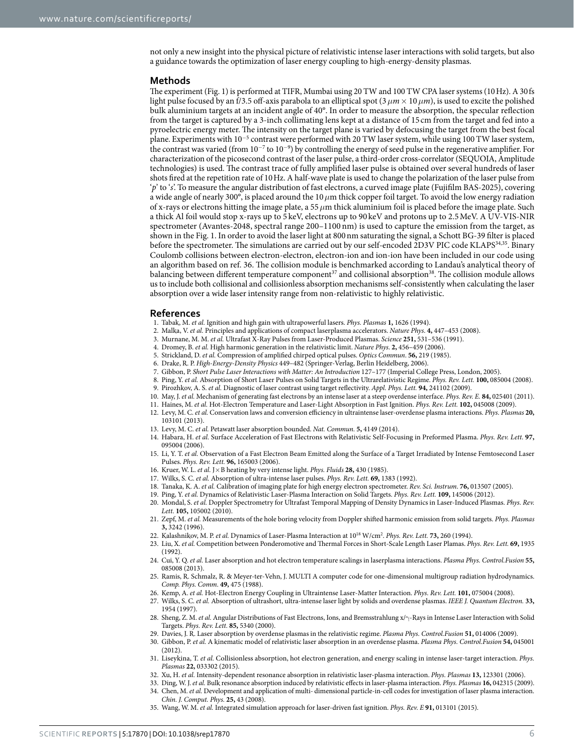not only a new insight into the physical picture of relativistic intense laser interactions with solid targets, but also a guidance towards the optimization of laser energy coupling to high-energy-density plasmas.

## Methods

The experiment (Fig. 1) is performed at TIFR, Mumbai using 20 TW and 100 TW CPA laser systems (10 Hz). A 30 fs light pulse focused by an f/3.5 off-axis parabola to an elliptical spot ($3\,\mu m \times 10\,\mu m$), is used to excite the polished bulk aluminium targets at an incident angle of 40°. In order to measure the absorption, the specular reflection from the target is captured by a 3-inch collimating lens kept at a distance of 15 cm from the target and fed into a pyroelectric energy meter. The intensity on the target plane is varied by defocusing the target from the best focal plane. Experiments with $10^{-5}$ contrast were performed with 20 TW laser system, while using 100 TW laser system, the contrast was varied (from $10^{-7}$ to $10^{-9}$) by controlling the energy of seed pulse in the regenerative amplifier. For characterization of the picosecond contrast of the laser pulse, a third-order cross-correlator (SEQUOIA, Amplitude technologies) is used. The contrast trace of fully amplified laser pulse is obtained over several hundreds of laser shots fired at the repetition rate of 10 Hz. A half-wave plate is used to change the polarization of the laser pulse from '*p*' to '*s*'. To measure the angular distribution of fast electrons, a curved image plate (Fujifilm BAS-2025), covering a wide angle of nearly 300°, is placed around the $10\,\mu$m thick copper foil target. To avoid the low energy radiation of x-rays or electrons hitting the image plate, a $55\,\mu$m thick aluminium foil is placed before the image plate. Such a thick Al foil would stop x-rays up to 5 keV, electrons up to 90 keV and protons up to 2.5 MeV. A UV-VIS-NIR spectrometer (Avantes-2048, spectral range 200–1100 nm) is used to capture the emission from the target, as shown in the Fig. 1. In order to avoid the laser light at 800 nm saturating the signal, a Schott BG-39 filter is placed before the spectrometer. The simulations are carried out by our self-encoded 2D3V PIC code KLAPS[34,35]. Binary Coulomb collisions between electron-electron, electron-ion and ion-ion have been included in our code using an algorithm based on ref. 36. The collision module is benchmarked according to Landau's analytical theory of balancing between different temperature component[37] and collisional absorption[38]. The collision module allows us to include both collisional and collisionless absorption mechanisms self-consistently when calculating the laser absorption over a wide laser intensity range from non-relativistic to highly relativistic.

## References

1. Tabak, M. *et al.* Ignition and high gain with ultrapowerful lasers. *Phys. Plasmas* **1,** 1626 (1994).
2. Malka, V. *et al.* Principles and applications of compact laserplasma accelerators. *Nature Phys.* **4,** 447–453 (2008).
3. Murnane, M. M. *et al.* Ultrafast X-Ray Pulses from Laser-Produced Plasmas. *Science* **251,** 531–536 (1991).
4. Dromey, B. *et al.* High harmonic generation in the relativistic limit. *Nature Phys.* **2,** 456–459 (2006).
5. Strickland, D. *et al.* Compression of amplified chirped optical pulses. *Optics Commun.* **56,** 219 (1985).
6. Drake, R. P. *High-Energy-Density Physics* 449–482 (Springer-Verlag, Berlin Heidelberg, 2006).
7. Gibbon, P. *Short Pulse Laser Interactions with Matter: An Introduction* 127–177 (Imperial College Press, London, 2005).
8. Ping, Y. *et al.* Absorption of Short Laser Pulses on Solid Targets in the Ultrarelativistic Regime. *Phys. Rev. Lett.* **100,** 085004 (2008).
9. Pirozhkov, A. S. *et al.* Diagnostic of laser contrast using target reflectivity. *Appl. Phys. Lett.* **94,** 241102 (2009).
10. May, J. *et al.* Mechanism of generating fast electrons by an intense laser at a steep overdense interface. *Phys. Rev. E.* **84,** 025401 (2011).
11. Haines, M. *et al.* Hot-Electron Temperature and Laser-Light Absorption in Fast Ignition. *Phys. Rev. Lett.* **102,** 045008 (2009).
12. Levy, M. C. *et al.* Conservation laws and conversion efficiency in ultraintense laser-overdense plasma interactions. *Phys. Plasmas* **20,** 103101 (2013).
13. Levy, M. C. *et al.* Petawatt laser absorption bounded. *Nat. Commun.* **5,** 4149 (2014).
14. Habara, H. *et al.* Surface Acceleration of Fast Electrons with Relativistic Self-Focusing in Preformed Plasma. *Phys. Rev. Lett.* **97,** 095004 (2006).
15. Li, Y. T. *et al.* Observation of a Fast Electron Beam Emitted along the Surface of a Target Irradiated by Intense Femtosecond Laser Pulses. *Phys. Rev. Lett.* **96,** 165003 (2006).
16. Kruer, W. L. *et al.* J×B heating by very intense light. *Phys. Fluids* **28,** 430 (1985).
17. Wilks, S. C. *et al.* Absorption of ultra-intense laser pulses. *Phys. Rev. Lett.* **69,** 1383 (1992).
18. Tanaka, K. A. *et al.* Calibration of imaging plate for high energy electron spectrometer. *Rev. Sci. Instrum.* **76,** 013507 (2005).
19. Ping, Y. *et al.* Dynamics of Relativistic Laser-Plasma Interaction on Solid Targets. *Phys. Rev. Lett.* **109,** 145006 (2012).
20. Mondal, S. *et al.* Doppler Spectrometry for Ultrafast Temporal Mapping of Density Dynamics in Laser-Induced Plasmas. *Phys. Rev. Lett.* **105,** 105002 (2010).
21. Zepf, M. *et al.* Measurements of the hole boring velocity from Doppler shifted harmonic emission from solid targets. *Phys. Plasmas* **3,** 3242 (1996).
22. Kalashnikov, M. P. *et al.* Dynamics of Laser-Plasma Interaction at $10^{18}$ W/cm$^2$. *Phys. Rev. Lett.* **73,** 260 (1994).
23. Liu, X. *et al.* Competition between Ponderomotive and Thermal Forces in Short-Scale Length Laser Plamas. *Phys. Rev. Lett.* **69,** 1935 (1992).
24. Cui, Y. Q. *et al.* Laser absorption and hot electron temperature scalings in laserplasma interactions. *Plasma Phys. Control.Fusion* **55,** 085008 (2013).
25. Ramis, R. Schmalz, R. & Meyer-ter-Vehn, J. MULTI A computer code for one-dimensional multigroup radiation hydrodynamics. *Comp. Phys. Comm.* **49,** 475 (1988).
26. Kemp, A. *et al.* Hot-Electron Energy Coupling in Ultraintense Laser-Matter Interaction. *Phys. Rev. Lett.* **101,** 075004 (2008).
27. Wilks, S. C. *et al.* Absorption of ultrashort, ultra-intense laser light by solids and overdense plasmas. *IEEE J. Quantum Electron.* **33,** 1954 (1997).
28. Sheng, Z. M. *et al.* Angular Distributions of Fast Electrons, Ions, and Bremsstrahlung x/γ-Rays in Intense Laser Interaction with Solid Targets. *Phys. Rev. Lett.* **85,** 5340 (2000).
29. Davies, J. R. Laser absorption by overdense plasmas in the relativistic regime. *Plasma Phys. Control.Fusion* **51,** 014006 (2009).
30. Gibbon, P. *et al.* A kinematic model of relativistic laser absorption in an overdense plasma. *Plasma Phys. Control.Fusion* **54,** 045001 (2012).
31. Liseykina, T. *et al.* Collisionless absorption, hot electron generation, and energy scaling in intense laser-target interaction. *Phys. Plasmas* **22,** 033302 (2015).
32. Xu, H. *et al.* Intensity-dependent resonance absorption in relativistic laser-plasma interaction. *Phys. Plasmas* **13,** 123301 (2006).
33. Ding, W. J. *et al.* Bulk resonance absorption induced by relativistic effects in laser-plasma interaction. *Phys. Plasmas* **16,** 042315 (2009).
34. Chen, M. *et al.* Development and application of multi- dimensional particle-in-cell codes for investigation of laser plasma interaction. *Chin. J. Comput. Phys.* **25,** 43 (2008).
35. Wang, W. M. *et al.* Integrated simulation approach for laser-driven fast ignition. *Phys. Rev. E* **91,** 013101 (2015).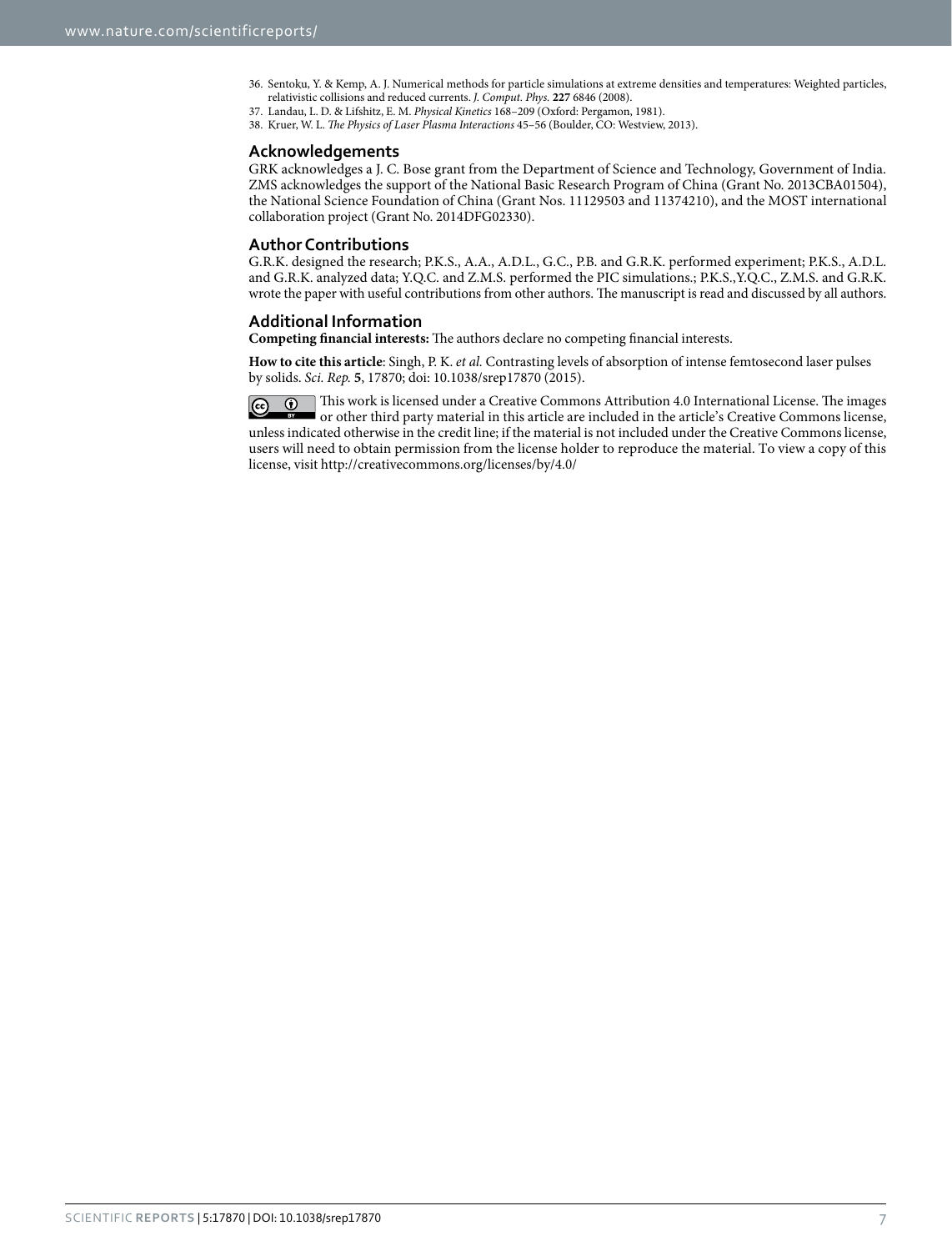36. Sentoku, Y. & Kemp, A. J. Numerical methods for particle simulations at extreme densities and temperatures: Weighted particles, relativistic collisions and reduced currents. *J. Comput. Phys.* **227** 6846 (2008).
37. Landau, L. D. & Lifshitz, E. M. *Physical Kinetics* 168–209 (Oxford: Pergamon, 1981).
38. Kruer, W. L. *The Physics of Laser Plasma Interactions* 45–56 (Boulder, CO: Westview, 2013).

## Acknowledgements

GRK acknowledges a J. C. Bose grant from the Department of Science and Technology, Government of India. ZMS acknowledges the support of the National Basic Research Program of China (Grant No. 2013CBA01504), the National Science Foundation of China (Grant Nos. 11129503 and 11374210), and the MOST international collaboration project (Grant No. 2014DFG02330).

## Author Contributions

G.R.K. designed the research; P.K.S., A.A., A.D.L., G.C., P.B. and G.R.K. performed experiment; P.K.S., A.D.L. and G.R.K. analyzed data; Y.Q.C. and Z.M.S. performed the PIC simulations.; P.K.S.,Y.Q.C., Z.M.S. and G.R.K. wrote the paper with useful contributions from other authors. The manuscript is read and discussed by all authors.

## Additional Information

**Competing financial interests:** The authors declare no competing financial interests.

**How to cite this article**: Singh, P. K. *et al.* Contrasting levels of absorption of intense femtosecond laser pulses by solids. *Sci. Rep.* **5**, 17870; doi: 10.1038/srep17870 (2015).

This work is licensed under a Creative Commons Attribution 4.0 International License. The images or other third party material in this article are included in the article's Creative Commons license, unless indicated otherwise in the credit line; if the material is not included under the Creative Commons license, users will need to obtain permission from the license holder to reproduce the material. To view a copy of this license, visit http://creativecommons.org/licenses/by/4.0/